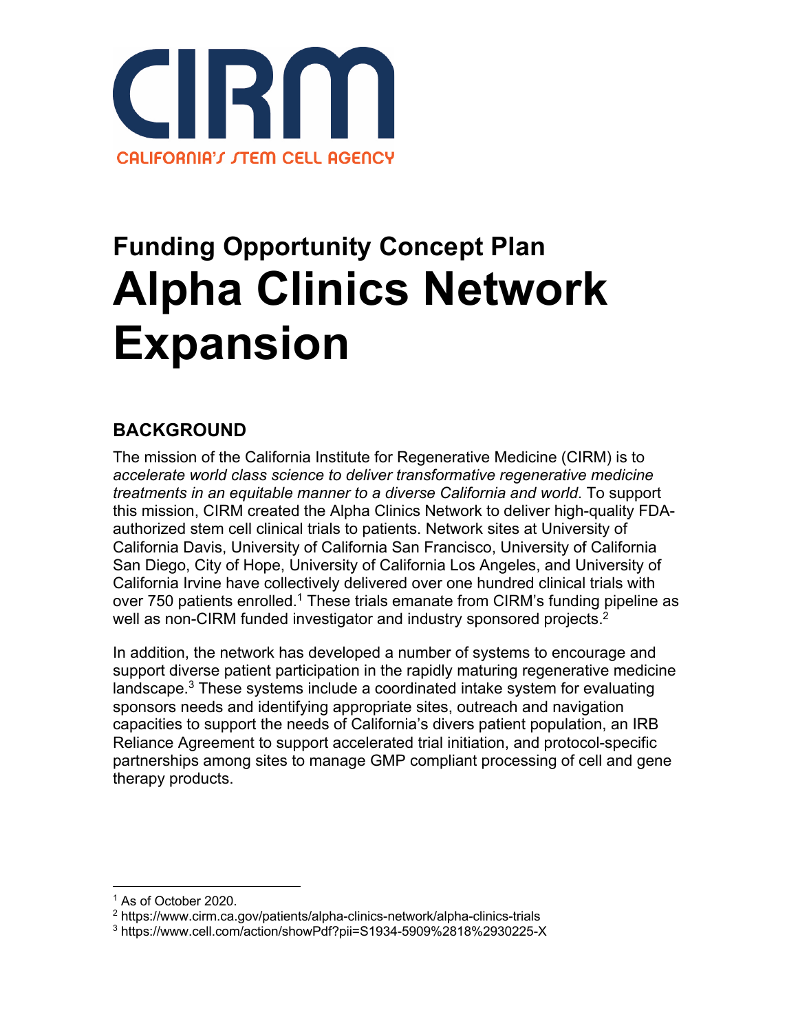CIRM

CALIFORNIA'S STEM CELL AGENCY

## Funding Opportunity Concept Plan

# Alpha Clinics Network Expansion

## BACKGROUND

The mission of the California Institute for Regenerative Medicine (CIRM) is to *accelerate world class science to deliver transformative regenerative medicine treatments in an equitable manner to a diverse California and world*. To support this mission, CIRM created the Alpha Clinics Network to deliver high-quality FDA-authorized stem cell clinical trials to patients. Network sites at University of California Davis, University of California San Francisco, University of California San Diego, City of Hope, University of California Los Angeles, and University of California Irvine have collectively delivered over one hundred clinical trials with over 750 patients enrolled.[1] These trials emanate from CIRM's funding pipeline as well as non-CIRM funded investigator and industry sponsored projects.[2]

In addition, the network has developed a number of systems to encourage and support diverse patient participation in the rapidly maturing regenerative medicine landscape.[3] These systems include a coordinated intake system for evaluating sponsors needs and identifying appropriate sites, outreach and navigation capacities to support the needs of California's divers patient population, an IRB Reliance Agreement to support accelerated trial initiation, and protocol-specific partnerships among sites to manage GMP compliant processing of cell and gene therapy products.

---

[1] As of October 2020.

[2] https://www.cirm.ca.gov/patients/alpha-clinics-network/alpha-clinics-trials

[3] https://www.cell.com/action/showPdf?pii=S1934-5909%2818%2930225-X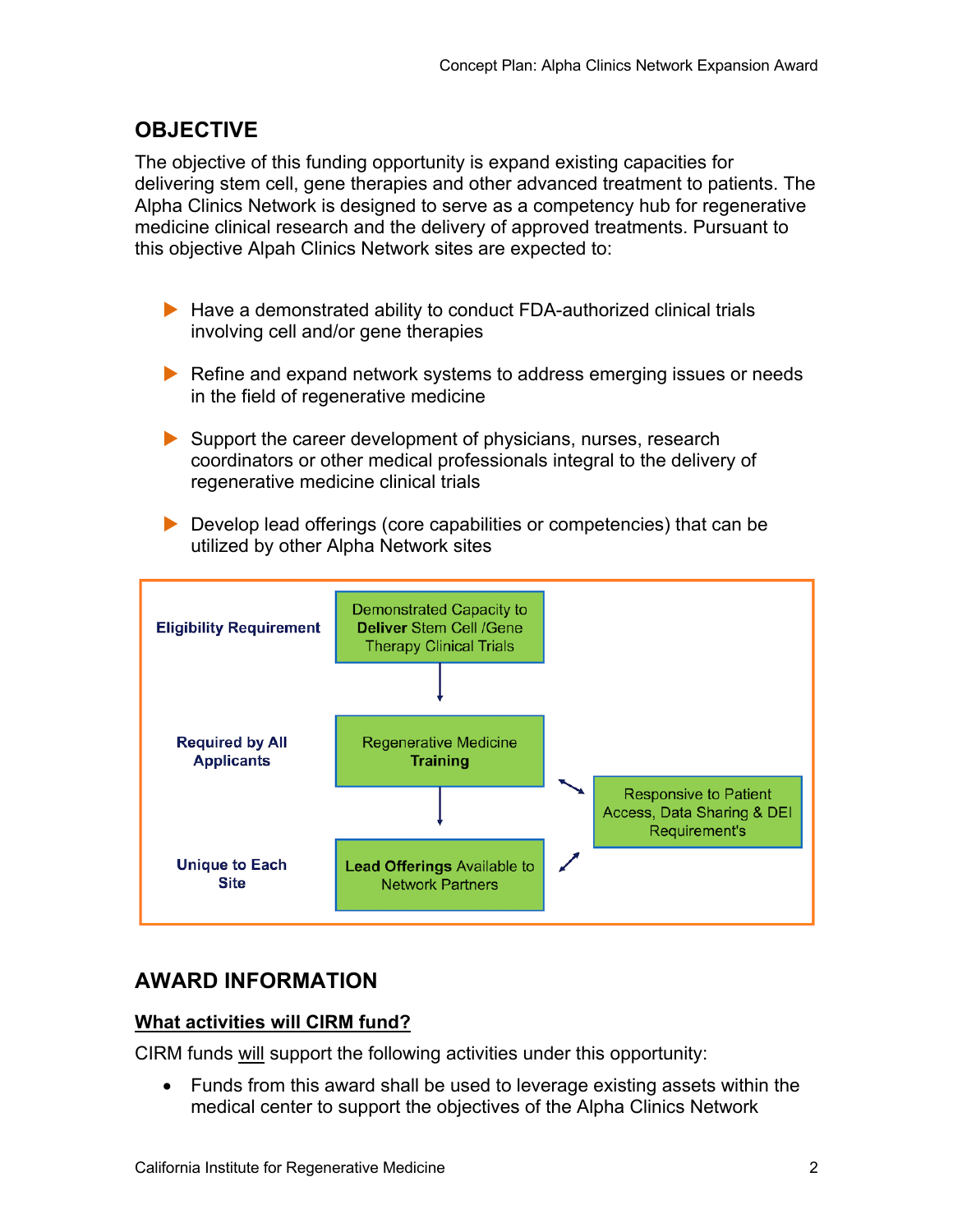## OBJECTIVE

The objective of this funding opportunity is expand existing capacities for delivering stem cell, gene therapies and other advanced treatment to patients. The Alpha Clinics Network is designed to serve as a competency hub for regenerative medicine clinical research and the delivery of approved treatments. Pursuant to this objective Alpah Clinics Network sites are expected to:

- Have a demonstrated ability to conduct FDA-authorized clinical trials involving cell and/or gene therapies
- Refine and expand network systems to address emerging issues or needs in the field of regenerative medicine
- Support the career development of physicians, nurses, research coordinators or other medical professionals integral to the delivery of regenerative medicine clinical trials
- Develop lead offerings (core capabilities or competencies) that can be utilized by other Alpha Network sites

**Eligibility Requirement** — Demonstrated Capacity to **Deliver** Stem Cell /Gene Therapy Clinical Trials

**Required by All Applicants** — Regenerative Medicine **Training**

**Unique to Each Site** — **Lead Offerings** Available to Network Partners

Responsive to Patient Access, Data Sharing & DEI Requirement's

## AWARD INFORMATION

### <u>What activities will CIRM fund?</u>

CIRM funds <u>will</u> support the following activities under this opportunity:

- Funds from this award shall be used to leverage existing assets within the medical center to support the objectives of the Alpha Clinics Network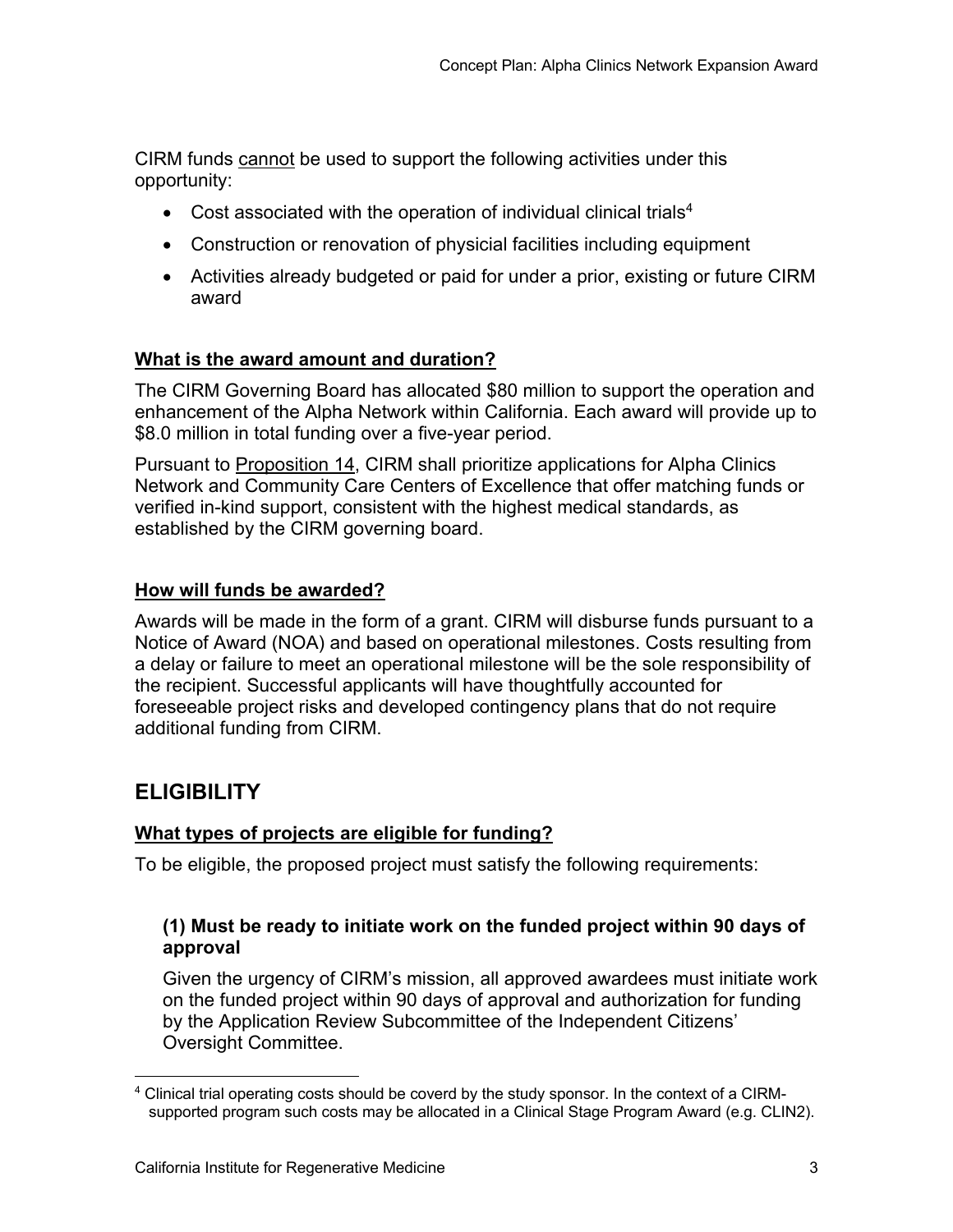CIRM funds cannot be used to support the following activities under this opportunity:

- Cost associated with the operation of individual clinical trials[4]
- Construction or renovation of physicial facilities including equipment
- Activities already budgeted or paid for under a prior, existing or future CIRM award

### What is the award amount and duration?

The CIRM Governing Board has allocated $80 million to support the operation and enhancement of the Alpha Network within California. Each award will provide up to $8.0 million in total funding over a five-year period.

Pursuant to Proposition 14, CIRM shall prioritize applications for Alpha Clinics Network and Community Care Centers of Excellence that offer matching funds or verified in-kind support, consistent with the highest medical standards, as established by the CIRM governing board.

### How will funds be awarded?

Awards will be made in the form of a grant. CIRM will disburse funds pursuant to a Notice of Award (NOA) and based on operational milestones. Costs resulting from a delay or failure to meet an operational milestone will be the sole responsibility of the recipient. Successful applicants will have thoughtfully accounted for foreseeable project risks and developed contingency plans that do not require additional funding from CIRM.

## ELIGIBILITY

### What types of projects are eligible for funding?

To be eligible, the proposed project must satisfy the following requirements:

#### (1) Must be ready to initiate work on the funded project within 90 days of approval

Given the urgency of CIRM's mission, all approved awardees must initiate work on the funded project within 90 days of approval and authorization for funding by the Application Review Subcommittee of the Independent Citizens' Oversight Committee.

---

[4] Clinical trial operating costs should be coverd by the study sponsor. In the context of a CIRM-supported program such costs may be allocated in a Clinical Stage Program Award (e.g. CLIN2).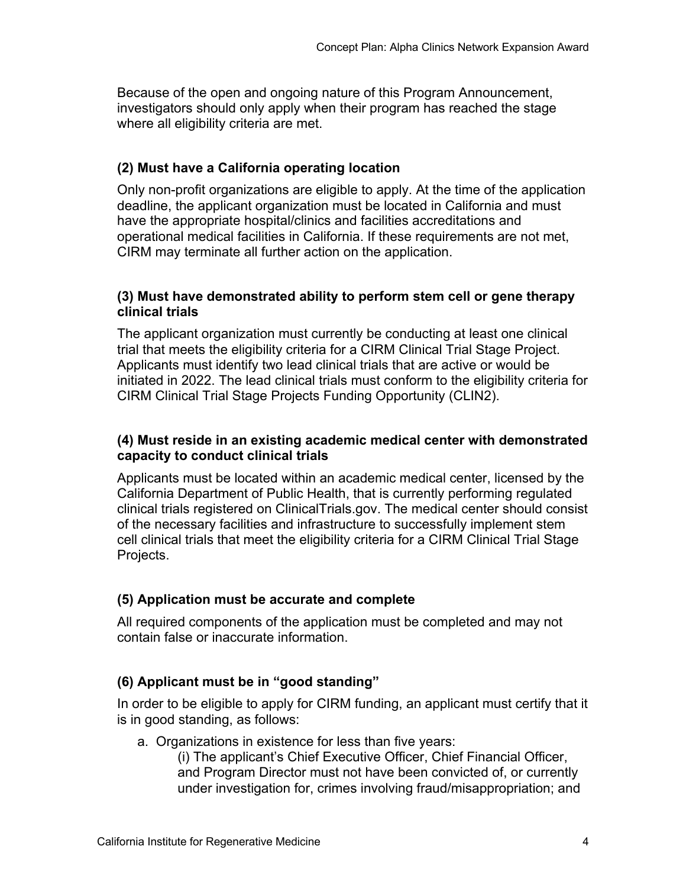Because of the open and ongoing nature of this Program Announcement, investigators should only apply when their program has reached the stage where all eligibility criteria are met.

### (2) Must have a California operating location

Only non-profit organizations are eligible to apply. At the time of the application deadline, the applicant organization must be located in California and must have the appropriate hospital/clinics and facilities accreditations and operational medical facilities in California. If these requirements are not met, CIRM may terminate all further action on the application.

### (3) Must have demonstrated ability to perform stem cell or gene therapy clinical trials

The applicant organization must currently be conducting at least one clinical trial that meets the eligibility criteria for a CIRM Clinical Trial Stage Project. Applicants must identify two lead clinical trials that are active or would be initiated in 2022. The lead clinical trials must conform to the eligibility criteria for CIRM Clinical Trial Stage Projects Funding Opportunity (CLIN2).

### (4) Must reside in an existing academic medical center with demonstrated capacity to conduct clinical trials

Applicants must be located within an academic medical center, licensed by the California Department of Public Health, that is currently performing regulated clinical trials registered on ClinicalTrials.gov. The medical center should consist of the necessary facilities and infrastructure to successfully implement stem cell clinical trials that meet the eligibility criteria for a CIRM Clinical Trial Stage Projects.

### (5) Application must be accurate and complete

All required components of the application must be completed and may not contain false or inaccurate information.

### (6) Applicant must be in "good standing"

In order to be eligible to apply for CIRM funding, an applicant must certify that it is in good standing, as follows:

a. Organizations in existence for less than five years:
   (i) The applicant's Chief Executive Officer, Chief Financial Officer, and Program Director must not have been convicted of, or currently under investigation for, crimes involving fraud/misappropriation; and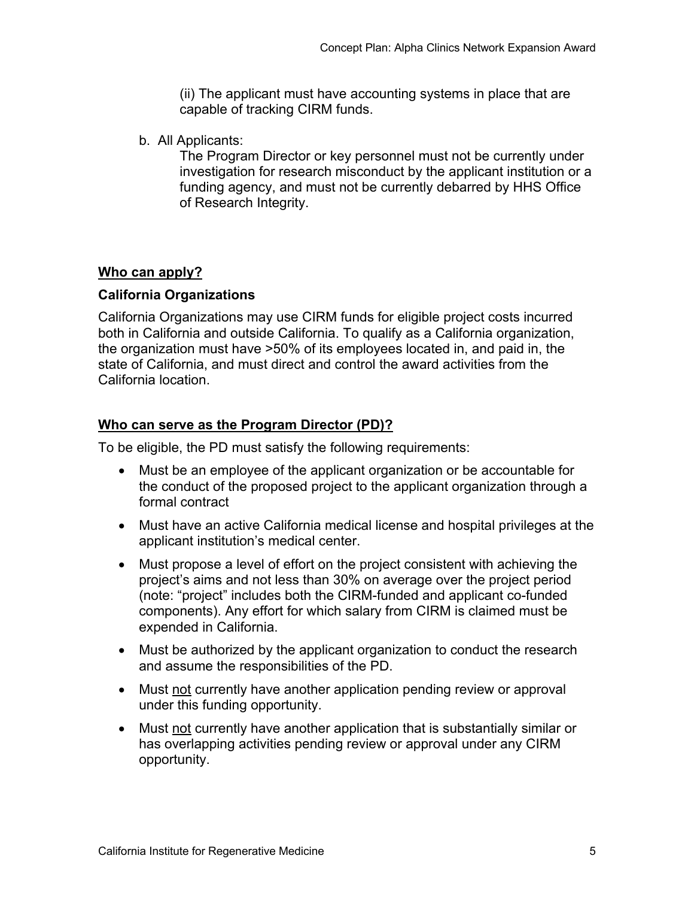(ii) The applicant must have accounting systems in place that are capable of tracking CIRM funds.

b. All Applicants:

The Program Director or key personnel must not be currently under investigation for research misconduct by the applicant institution or a funding agency, and must not be currently debarred by HHS Office of Research Integrity.

## <u>Who can apply?</u>

### California Organizations

California Organizations may use CIRM funds for eligible project costs incurred both in California and outside California. To qualify as a California organization, the organization must have >50% of its employees located in, and paid in, the state of California, and must direct and control the award activities from the California location.

## <u>Who can serve as the Program Director (PD)?</u>

To be eligible, the PD must satisfy the following requirements:

- Must be an employee of the applicant organization or be accountable for the conduct of the proposed project to the applicant organization through a formal contract
- Must have an active California medical license and hospital privileges at the applicant institution's medical center.
- Must propose a level of effort on the project consistent with achieving the project's aims and not less than 30% on average over the project period (note: "project" includes both the CIRM-funded and applicant co-funded components). Any effort for which salary from CIRM is claimed must be expended in California.
- Must be authorized by the applicant organization to conduct the research and assume the responsibilities of the PD.
- Must <u>not</u> currently have another application pending review or approval under this funding opportunity.
- Must <u>not</u> currently have another application that is substantially similar or has overlapping activities pending review or approval under any CIRM opportunity.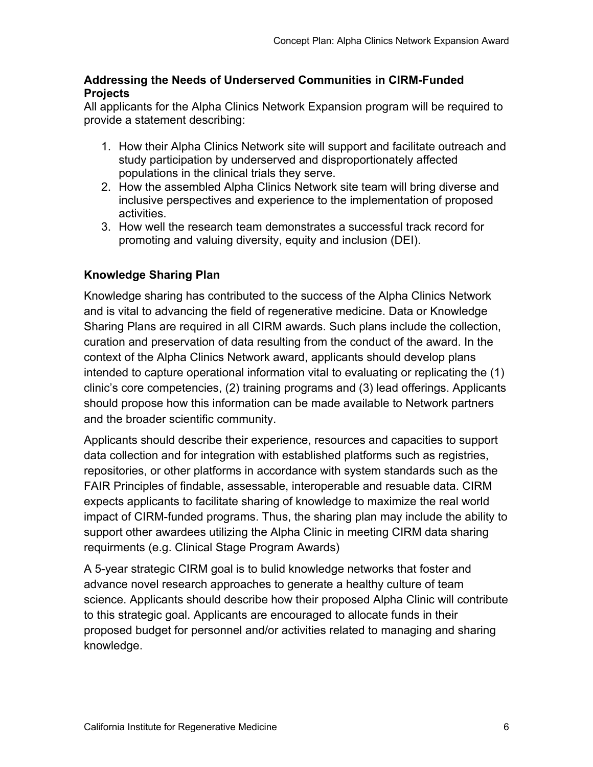### Addressing the Needs of Underserved Communities in CIRM-Funded Projects

All applicants for the Alpha Clinics Network Expansion program will be required to provide a statement describing:

1. How their Alpha Clinics Network site will support and facilitate outreach and study participation by underserved and disproportionately affected populations in the clinical trials they serve.
2. How the assembled Alpha Clinics Network site team will bring diverse and inclusive perspectives and experience to the implementation of proposed activities.
3. How well the research team demonstrates a successful track record for promoting and valuing diversity, equity and inclusion (DEI).

### Knowledge Sharing Plan

Knowledge sharing has contributed to the success of the Alpha Clinics Network and is vital to advancing the field of regenerative medicine. Data or Knowledge Sharing Plans are required in all CIRM awards. Such plans include the collection, curation and preservation of data resulting from the conduct of the award. In the context of the Alpha Clinics Network award, applicants should develop plans intended to capture operational information vital to evaluating or replicating the (1) clinic's core competencies, (2) training programs and (3) lead offerings. Applicants should propose how this information can made available to Network partners and the broader scientific community.

Applicants should describe their experience, resources and capacities to support data collection and for integration with established platforms such as registries, repositories, or other platforms in accordance with system standards such as the FAIR Principles of findable, assessable, interoperable and resuable data. CIRM expects applicants to facilitate sharing of knowledge to maximize the real world impact of CIRM-funded programs. Thus, the sharing plan may include the ability to support other awardees utilizing the Alpha Clinic in meeting CIRM data sharing requirments (e.g. Clinical Stage Program Awards)

A 5-year strategic CIRM goal is to bulid knowledge networks that foster and advance novel research approaches to generate a healthy culture of team science. Applicants should describe how their proposed Alpha Clinic will contribute to this strategic goal. Applicants are encouraged to allocate funds in their proposed budget for personnel and/or activities related to managing and sharing knowledge.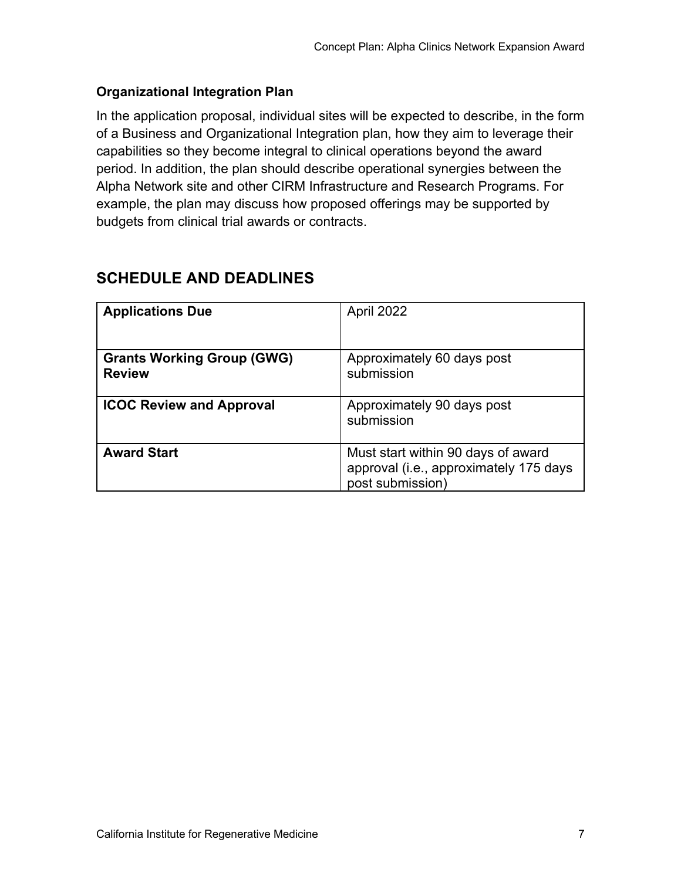### Organizational Integration Plan

In the application proposal, individual sites will be expected to describe, in the form of a Business and Organizational Integration plan, how they aim to leverage their capabilities so they become integral to clinical operations beyond the award period. In addition, the plan should describe operational synergies between the Alpha Network site and other CIRM Infrastructure and Research Programs. For example, the plan may discuss how proposed offerings may be supported by budgets from clinical trial awards or contracts.

## SCHEDULE AND DEADLINES

| | |
|---|---|
| **Applications Due** | April 2022 |
| **Grants Working Group (GWG) Review** | Approximately 60 days post submission |
| **ICOC Review and Approval** | Approximately 90 days post submission |
| **Award Start** | Must start within 90 days of award approval (i.e., approximately 175 days post submission) |